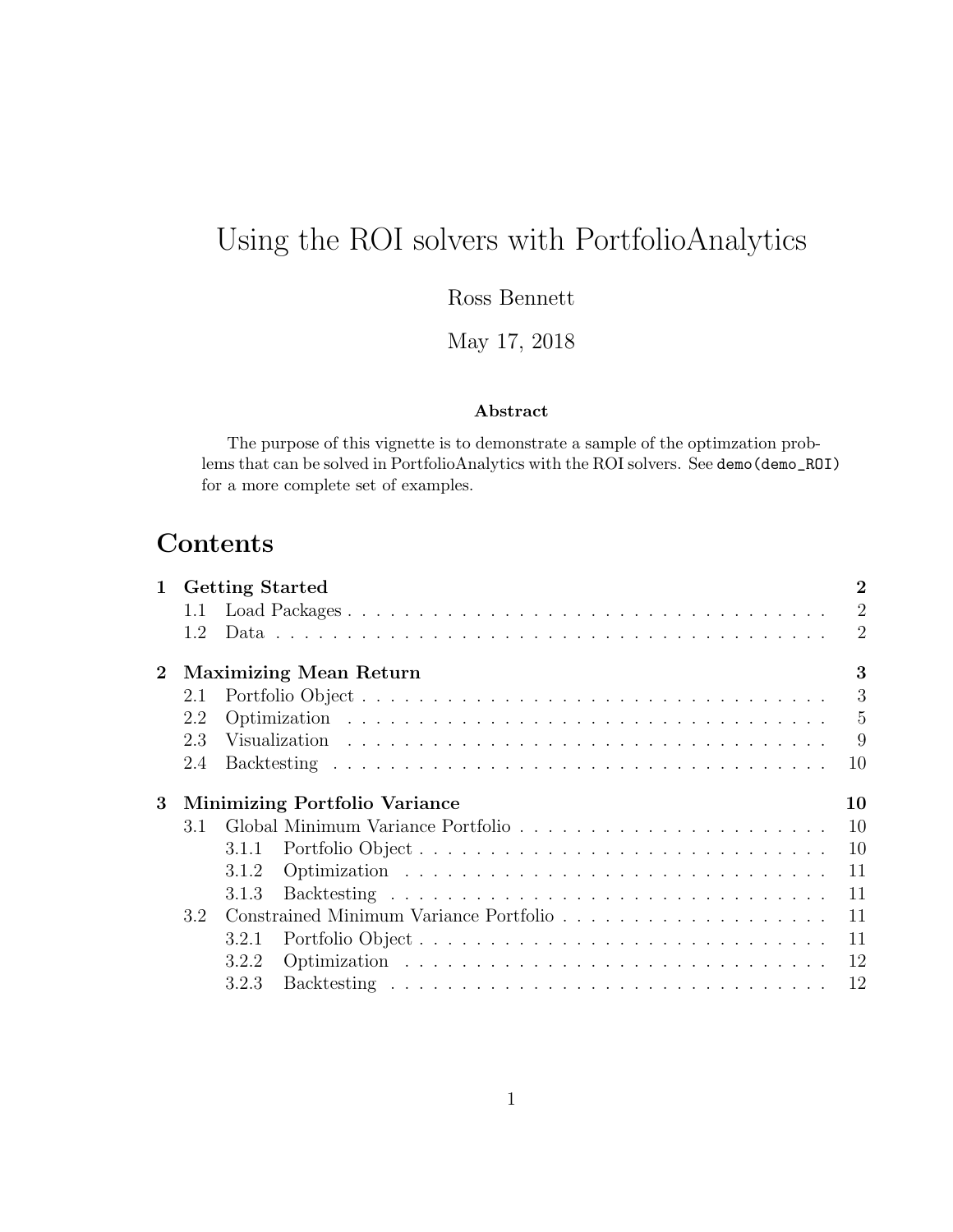# Using the ROI solvers with PortfolioAnalytics

Ross Bennett

May 17, 2018

**Abstract**

The purpose of this vignette is to demonstrate a sample of the optimzation problems that can be solved in PortfolioAnalytics with the ROI solvers. See `demo(demo_ROI)` for a more complete set of examples.

## Contents

- **1 Getting Started** — 2
  - 1.1 Load Packages — 2
  - 1.2 Data — 2
- **2 Maximizing Mean Return** — 3
  - 2.1 Portfolio Object — 3
  - 2.2 Optimization — 5
  - 2.3 Visualization — 9
  - 2.4 Backtesting — 10
- **3 Minimizing Portfolio Variance** — 10
  - 3.1 Global Minimum Variance Portfolio — 10
    - 3.1.1 Portfolio Object — 10
    - 3.1.2 Optimization — 11
    - 3.1.3 Backtesting — 11
  - 3.2 Constrained Minimum Variance Portfolio — 11
    - 3.2.1 Portfolio Object — 11
    - 3.2.2 Optimization — 12
    - 3.2.3 Backtesting — 12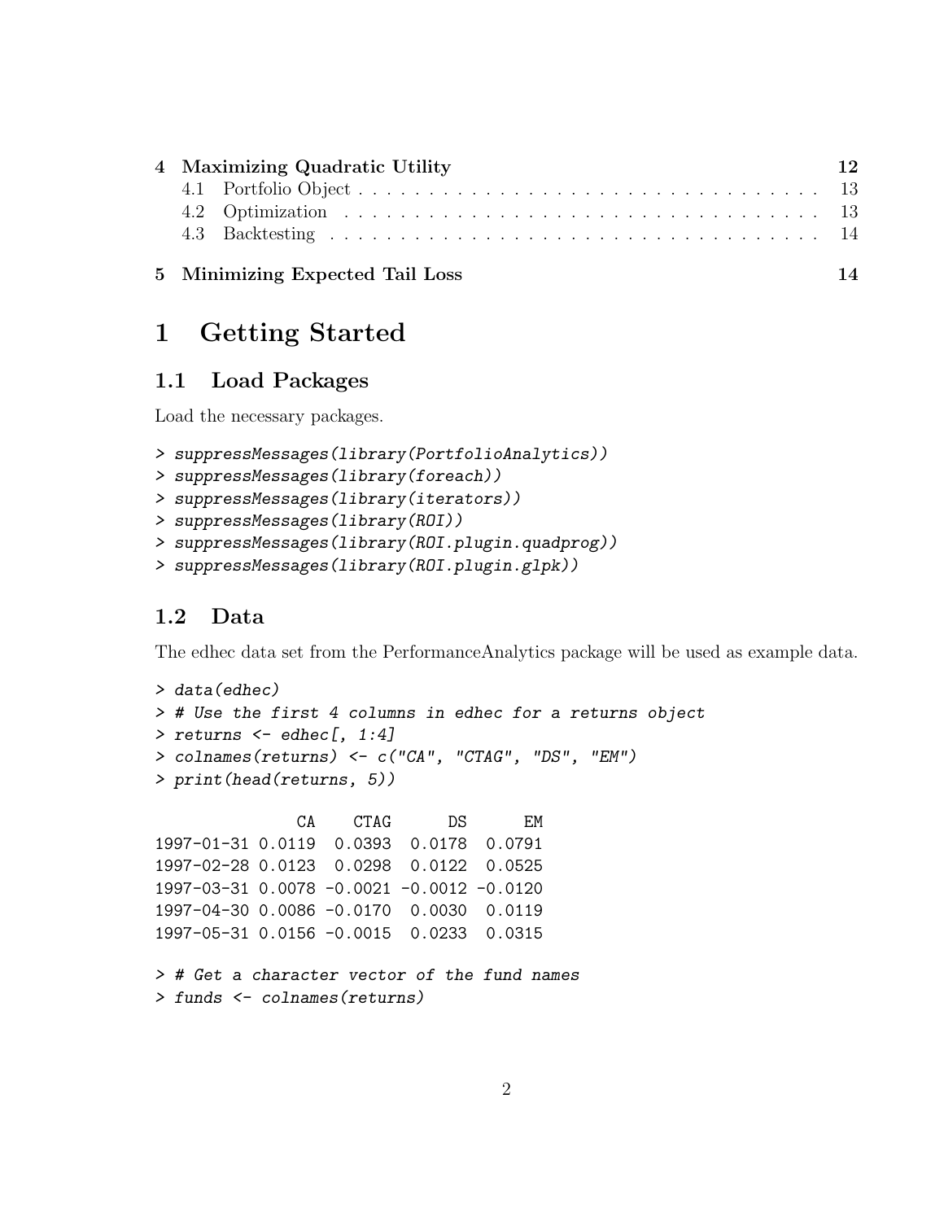| | | |
|---|---|---|
| **4** | **Maximizing Quadratic Utility** | **12** |
| 4.1 | Portfolio Object | 13 |
| 4.2 | Optimization | 13 |
| 4.3 | Backtesting | 14 |
| **5** | **Minimizing Expected Tail Loss** | **14** |

# 1 Getting Started

## 1.1 Load Packages

Load the necessary packages.

```
> suppressMessages(library(PortfolioAnalytics))
> suppressMessages(library(foreach))
> suppressMessages(library(iterators))
> suppressMessages(library(ROI))
> suppressMessages(library(ROI.plugin.quadprog))
> suppressMessages(library(ROI.plugin.glpk))
```

## 1.2 Data

The edhec data set from the PerformanceAnalytics package will be used as example data.

```
> data(edhec)
> # Use the first 4 columns in edhec for a returns object
> returns <- edhec[, 1:4]
> colnames(returns) <- c("CA", "CTAG", "DS", "EM")
> print(head(returns, 5))

               CA    CTAG      DS      EM
1997-01-31 0.0119  0.0393  0.0178  0.0791
1997-02-28 0.0123  0.0298  0.0122  0.0525
1997-03-31 0.0078 -0.0021 -0.0012 -0.0120
1997-04-30 0.0086 -0.0170  0.0030  0.0119
1997-05-31 0.0156 -0.0015  0.0233  0.0315

> # Get a character vector of the fund names
> funds <- colnames(returns)
```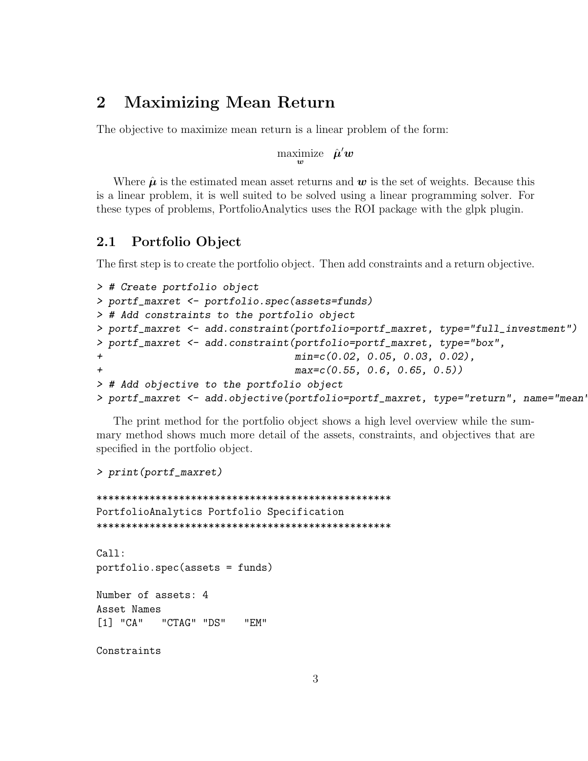## 2 Maximizing Mean Return

The objective to maximize mean return is a linear problem of the form:

$$\underset{\boldsymbol{w}}{\text{maximize}} \quad \hat{\boldsymbol{\mu}}'\boldsymbol{w}$$

Where $\hat{\boldsymbol{\mu}}$ is the estimated mean asset returns and $\boldsymbol{w}$ is the set of weights. Because this is a linear problem, it is well suited to be solved using a linear programming solver. For these types of problems, PortfolioAnalytics uses the ROI package with the glpk plugin.

### 2.1 Portfolio Object

The first step is to create the portfolio object. Then add constraints and a return objective.

```
> # Create portfolio object
> portf_maxret <- portfolio.spec(assets=funds)
> # Add constraints to the portfolio object
> portf_maxret <- add.constraint(portfolio=portf_maxret, type="full_investment")
> portf_maxret <- add.constraint(portfolio=portf_maxret, type="box",
+                                min=c(0.02, 0.05, 0.03, 0.02),
+                                max=c(0.55, 0.6, 0.65, 0.5))
> # Add objective to the portfolio object
> portf_maxret <- add.objective(portfolio=portf_maxret, type="return", name="mean'
```

The print method for the portfolio object shows a high level overview while the summary method shows much more detail of the assets, constraints, and objectives that are specified in the portfolio object.

```
> print(portf_maxret)

**************************************************
PortfolioAnalytics Portfolio Specification
**************************************************

Call:
portfolio.spec(assets = funds)

Number of assets: 4
Asset Names
[1] "CA"   "CTAG" "DS"   "EM"

Constraints
```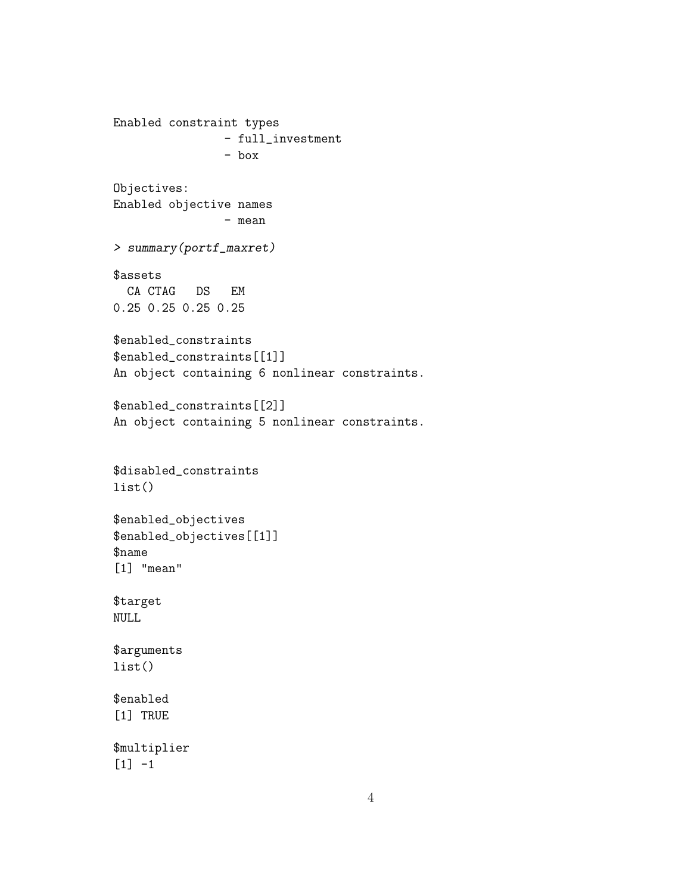```
Enabled constraint types
                - full_investment
                - box

Objectives:
Enabled objective names
                - mean

> summary(portf_maxret)

$assets
  CA CTAG   DS   EM
0.25 0.25 0.25 0.25

$enabled_constraints
$enabled_constraints[[1]]
An object containing 6 nonlinear constraints.

$enabled_constraints[[2]]
An object containing 5 nonlinear constraints.


$disabled_constraints
list()

$enabled_objectives
$enabled_objectives[[1]]
$name
[1] "mean"

$target
NULL

$arguments
list()

$enabled
[1] TRUE

$multiplier
[1] -1
```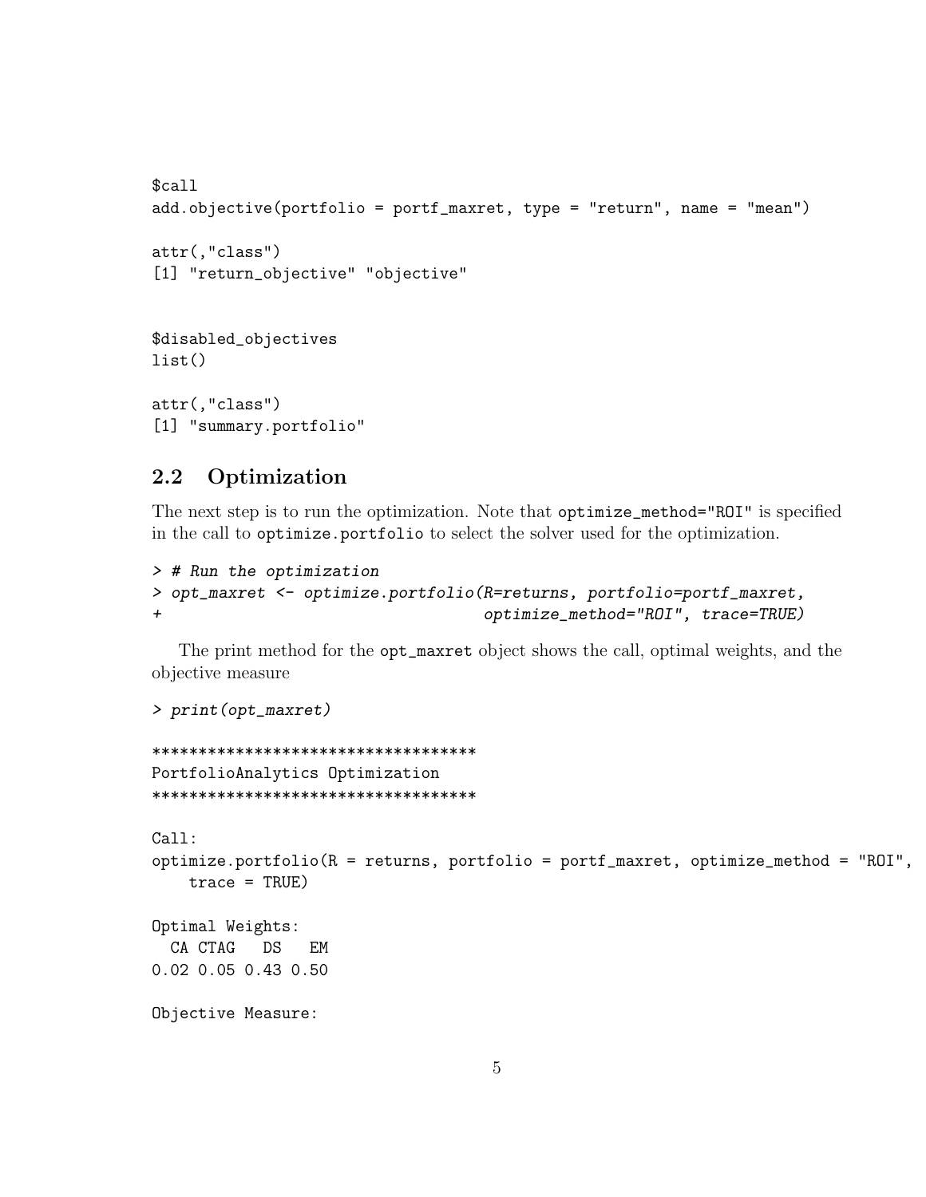```
$call
add.objective(portfolio = portf_maxret, type = "return", name = "mean")

attr(,"class")
[1] "return_objective" "objective"


$disabled_objectives
list()

attr(,"class")
[1] "summary.portfolio"
```

## 2.2 Optimization

The next step is to run the optimization. Note that `optimize_method="ROI"` is specified in the call to `optimize.portfolio` to select the solver used for the optimization.

```
> # Run the optimization
> opt_maxret <- optimize.portfolio(R=returns, portfolio=portf_maxret,
+                                  optimize_method="ROI", trace=TRUE)
```

The print method for the `opt_maxret` object shows the call, optimal weights, and the objective measure

```
> print(opt_maxret)

***********************************
PortfolioAnalytics Optimization
***********************************

Call:
optimize.portfolio(R = returns, portfolio = portf_maxret, optimize_method = "ROI",
    trace = TRUE)

Optimal Weights:
  CA CTAG   DS   EM
0.02 0.05 0.43 0.50

Objective Measure:
```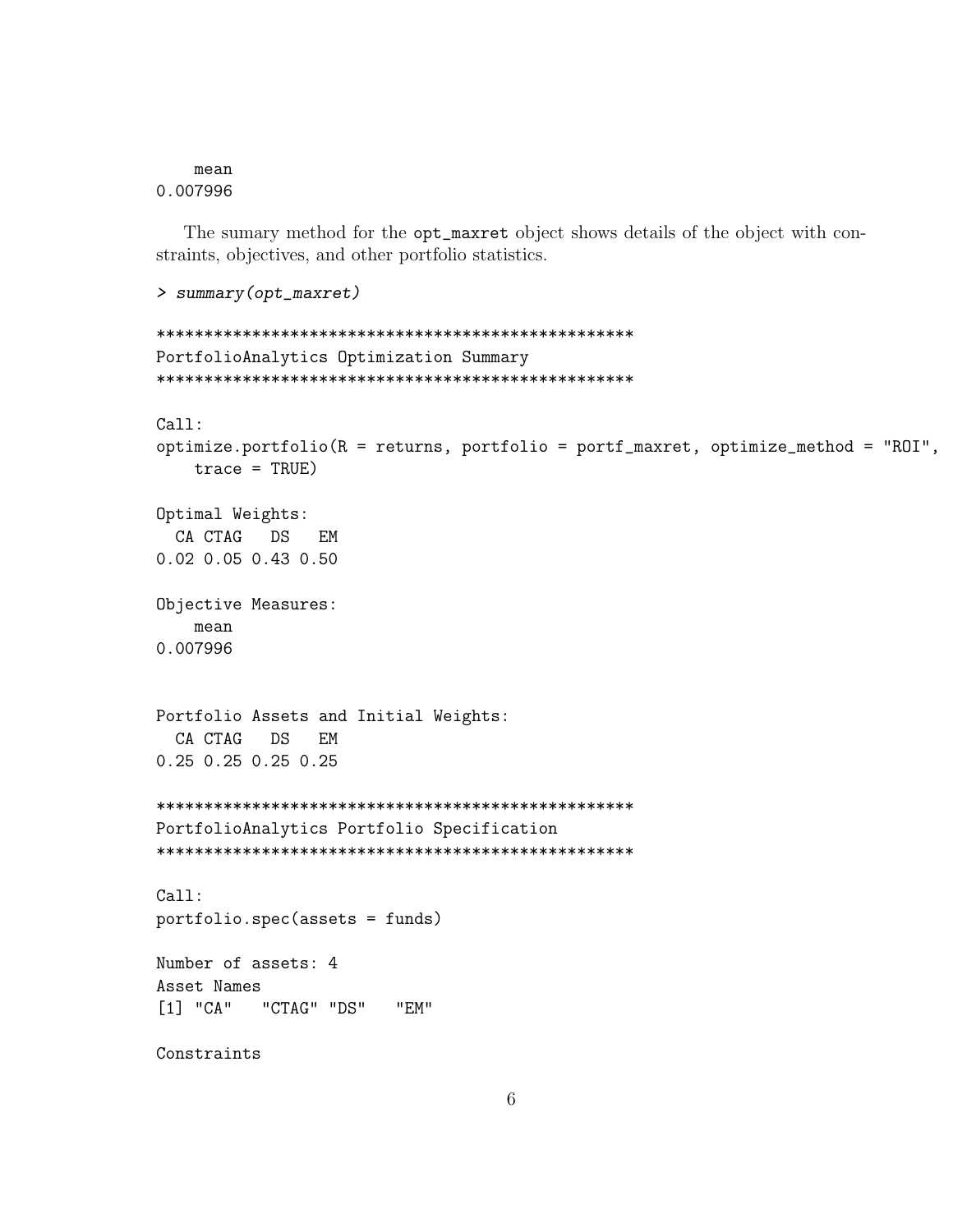```
    mean
0.007996
```

The sumary method for the `opt_maxret` object shows details of the object with constraints, objectives, and other portfolio statistics.

```
> summary(opt_maxret)

**************************************************
PortfolioAnalytics Optimization Summary
**************************************************

Call:
optimize.portfolio(R = returns, portfolio = portf_maxret, optimize_method = "ROI",
    trace = TRUE)

Optimal Weights:
  CA CTAG   DS   EM
0.02 0.05 0.43 0.50

Objective Measures:
    mean
0.007996


Portfolio Assets and Initial Weights:
  CA CTAG   DS   EM
0.25 0.25 0.25 0.25

**************************************************
PortfolioAnalytics Portfolio Specification
**************************************************

Call:
portfolio.spec(assets = funds)

Number of assets: 4
Asset Names
[1] "CA"   "CTAG" "DS"   "EM"

Constraints
```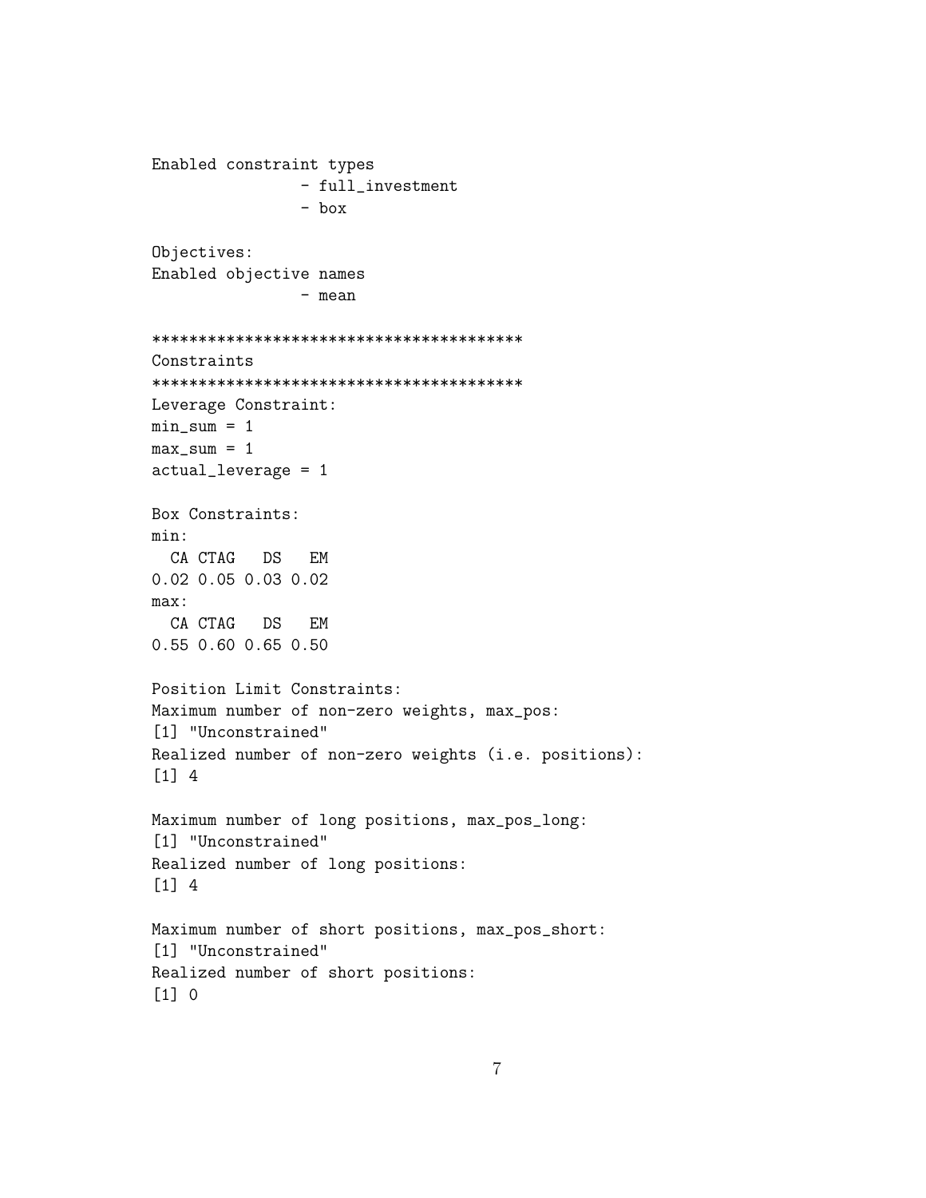```
Enabled constraint types
                - full_investment
                - box

Objectives:
Enabled objective names
                - mean

****************************************
Constraints
****************************************
Leverage Constraint:
min_sum = 1
max_sum = 1
actual_leverage = 1

Box Constraints:
min:
  CA CTAG   DS   EM
0.02 0.05 0.03 0.02
max:
  CA CTAG   DS   EM
0.55 0.60 0.65 0.50

Position Limit Constraints:
Maximum number of non-zero weights, max_pos:
[1] "Unconstrained"
Realized number of non-zero weights (i.e. positions):
[1] 4

Maximum number of long positions, max_pos_long:
[1] "Unconstrained"
Realized number of long positions:
[1] 4

Maximum number of short positions, max_pos_short:
[1] "Unconstrained"
Realized number of short positions:
[1] 0
```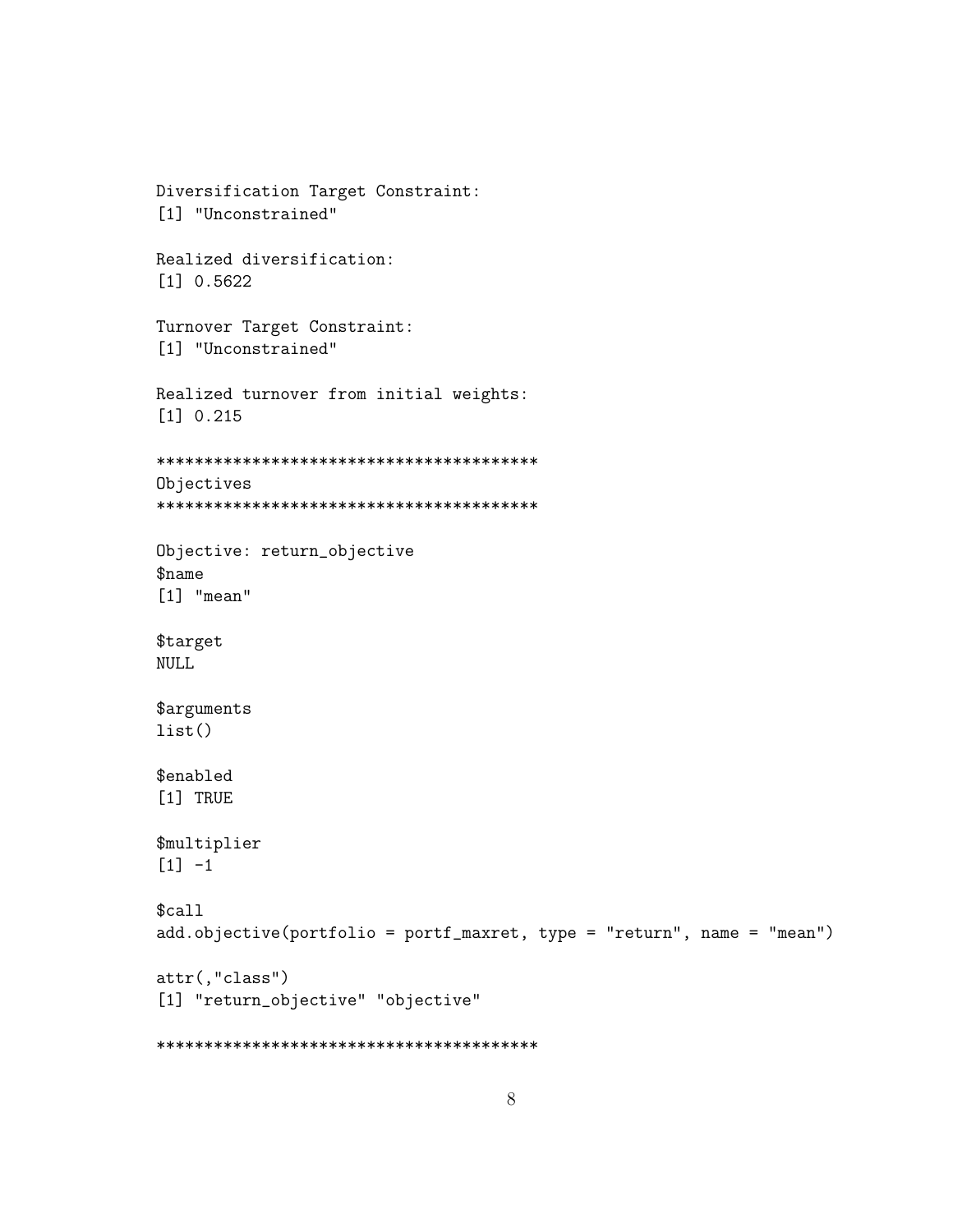```
Diversification Target Constraint:
[1] "Unconstrained"

Realized diversification:
[1] 0.5622

Turnover Target Constraint:
[1] "Unconstrained"

Realized turnover from initial weights:
[1] 0.215

****************************************
Objectives
****************************************

Objective: return_objective
$name
[1] "mean"

$target
NULL

$arguments
list()

$enabled
[1] TRUE

$multiplier
[1] -1

$call
add.objective(portfolio = portf_maxret, type = "return", name = "mean")

attr(,"class")
[1] "return_objective" "objective"

****************************************
```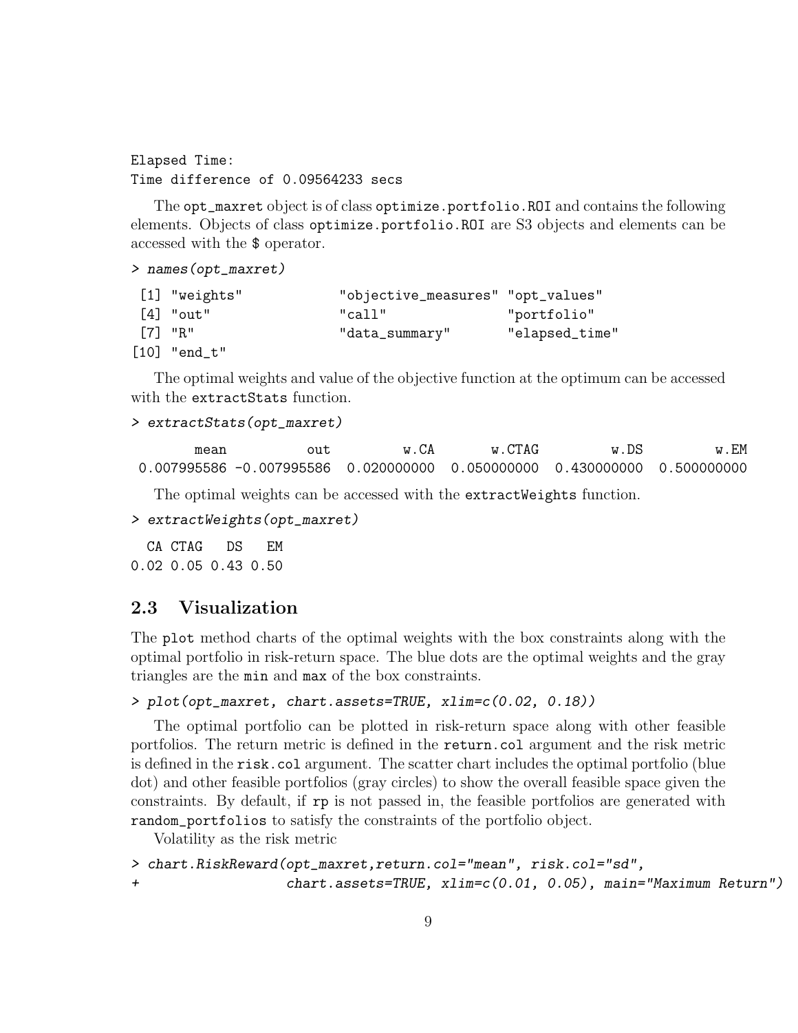```
Elapsed Time:
Time difference of 0.09564233 secs
```

The opt_maxret object is of class optimize.portfolio.ROI and contains the following elements. Objects of class optimize.portfolio.ROI are S3 objects and elements can be accessed with the $ operator.

```
> names(opt_maxret)
```

```
 [1] "weights"            "objective_measures" "opt_values"
 [4] "out"                "call"               "portfolio"
 [7] "R"                  "data_summary"       "elapsed_time"
[10] "end_t"
```

The optimal weights and value of the objective function at the optimum can be accessed with the extractStats function.

```
> extractStats(opt_maxret)
```

```
       mean          out        w.CA      w.CTAG        w.DS        w.EM
0.007995586 -0.007995586 0.020000000 0.050000000 0.430000000 0.500000000
```

The optimal weights can be accessed with the extractWeights function.

```
> extractWeights(opt_maxret)
```

```
  CA CTAG   DS   EM
0.02 0.05 0.43 0.50
```

## 2.3 Visualization

The plot method charts of the optimal weights with the box constraints along with the optimal portfolio in risk-return space. The blue dots are the optimal weights and the gray triangles are the min and max of the box constraints.

```
> plot(opt_maxret, chart.assets=TRUE, xlim=c(0.02, 0.18))
```

The optimal portfolio can be plotted in risk-return space along with other feasible portfolios. The return metric is defined in the return.col argument and the risk metric is defined in the risk.col argument. The scatter chart includes the optimal portfolio (blue dot) and other feasible portfolios (gray circles) to show the overall feasible space given the constraints. By default, if rp is not passed in, the feasible portfolios are generated with random_portfolios to satisfy the constraints of the portfolio object.

Volatility as the risk metric

```
> chart.RiskReward(opt_maxret,return.col="mean", risk.col="sd",
+                  chart.assets=TRUE, xlim=c(0.01, 0.05), main="Maximum Return")
```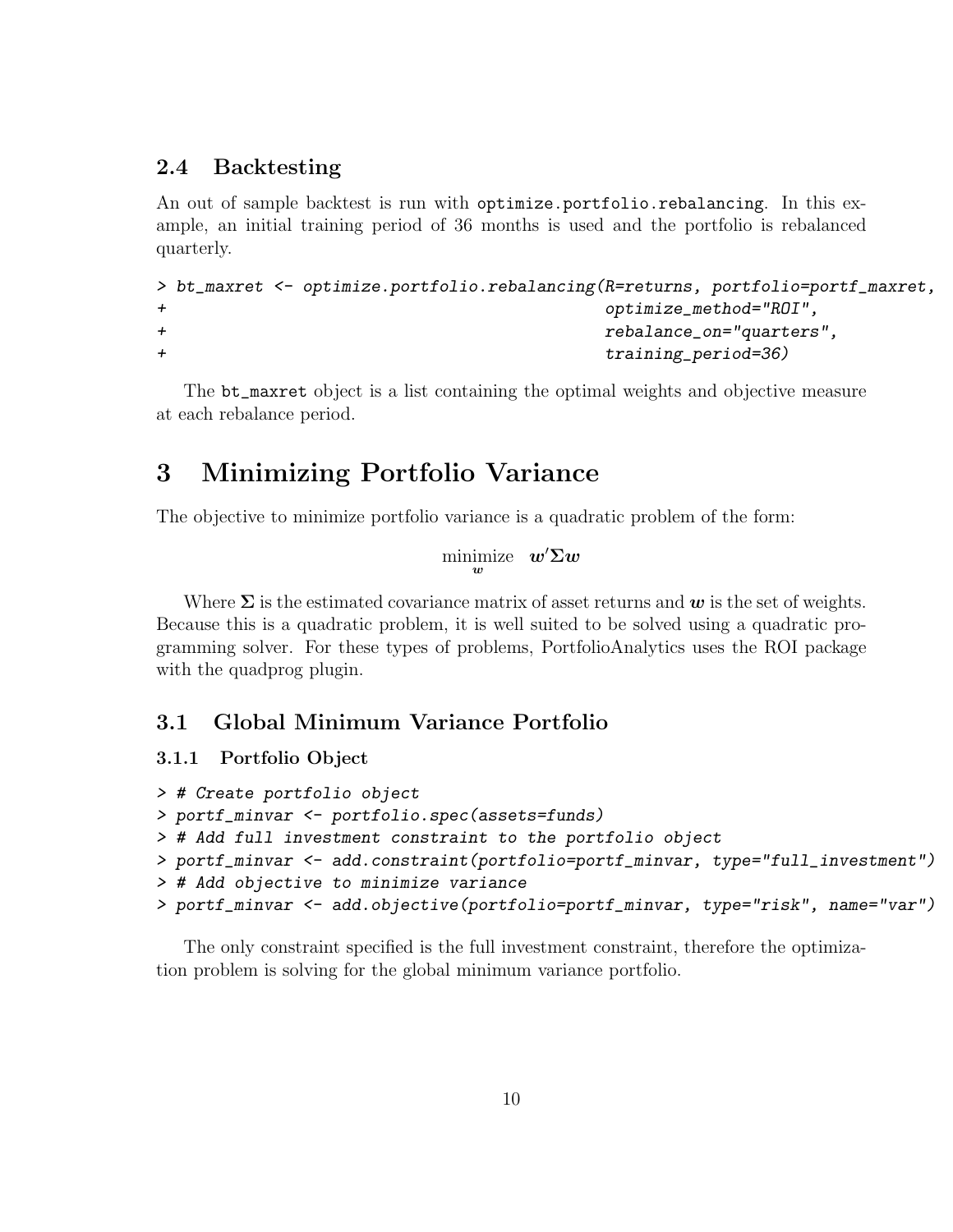### 2.4 Backtesting

An out of sample backtest is run with `optimize.portfolio.rebalancing`. In this example, an initial training period of 36 months is used and the portfolio is rebalanced quarterly.

```
> bt_maxret <- optimize.portfolio.rebalancing(R=returns, portfolio=portf_maxret,
+                                             optimize_method="ROI",
+                                             rebalance_on="quarters",
+                                             training_period=36)
```

The `bt_maxret` object is a list containing the optimal weights and objective measure at each rebalance period.

# 3 Minimizing Portfolio Variance

The objective to minimize portfolio variance is a quadratic problem of the form:

$$\underset{\boldsymbol{w}}{\text{minimize}} \quad \boldsymbol{w}'\boldsymbol{\Sigma}\boldsymbol{w}$$

Where $\boldsymbol{\Sigma}$ is the estimated covariance matrix of asset returns and $\boldsymbol{w}$ is the set of weights. Because this is a quadratic problem, it is well suited to be solved using a quadratic programming solver. For these types of problems, PortfolioAnalytics uses the ROI package with the quadprog plugin.

## 3.1 Global Minimum Variance Portfolio

### 3.1.1 Portfolio Object

```
> # Create portfolio object
> portf_minvar <- portfolio.spec(assets=funds)
> # Add full investment constraint to the portfolio object
> portf_minvar <- add.constraint(portfolio=portf_minvar, type="full_investment")
> # Add objective to minimize variance
> portf_minvar <- add.objective(portfolio=portf_minvar, type="risk", name="var")
```

The only constraint specified is the full investment constraint, therefore the optimization problem is solving for the global minimum variance portfolio.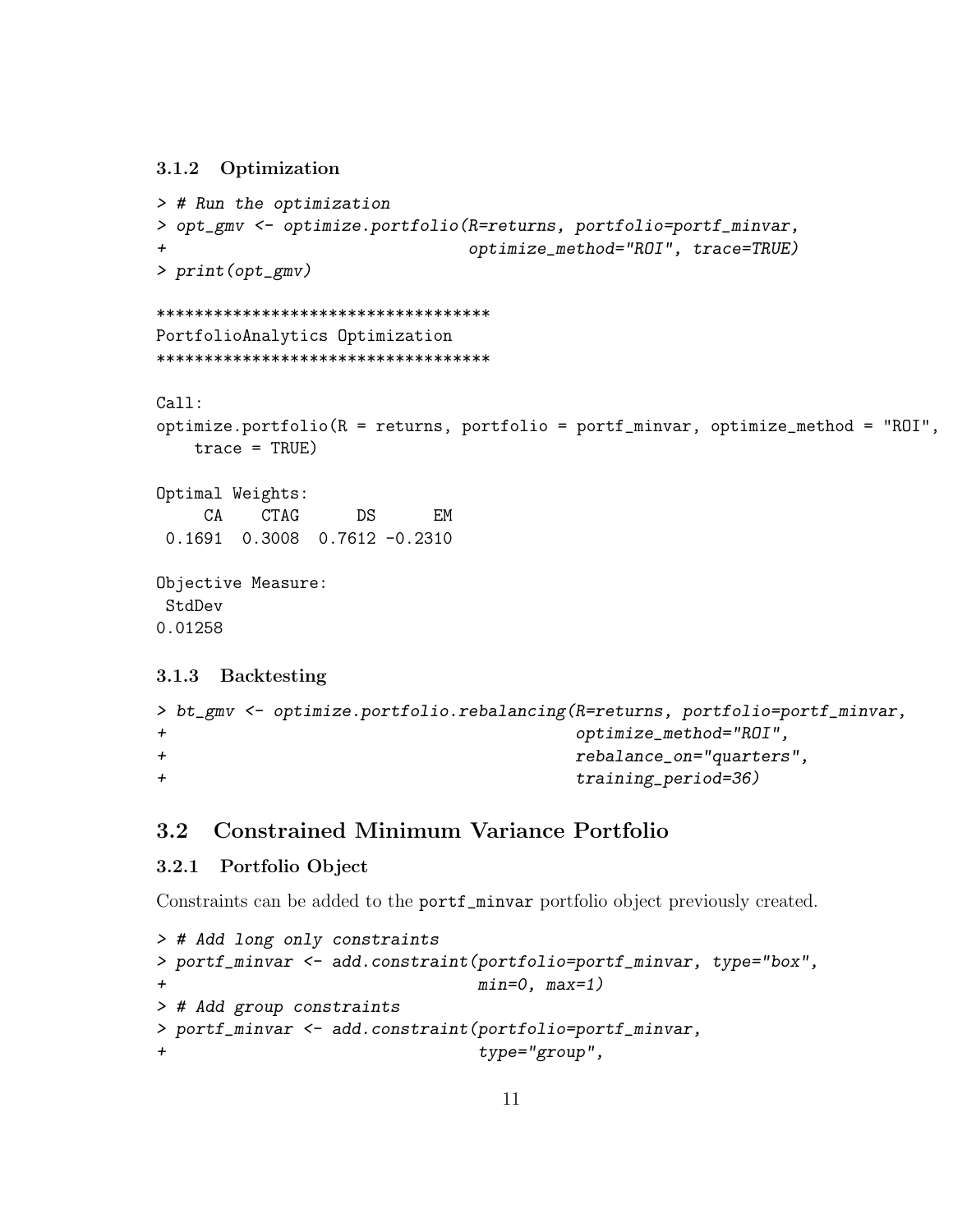### 3.1.2 Optimization

```
> # Run the optimization
> opt_gmv <- optimize.portfolio(R=returns, portfolio=portf_minvar,
+                               optimize_method="ROI", trace=TRUE)
> print(opt_gmv)

***********************************
PortfolioAnalytics Optimization
***********************************

Call:
optimize.portfolio(R = returns, portfolio = portf_minvar, optimize_method = "ROI",
    trace = TRUE)

Optimal Weights:
     CA    CTAG      DS      EM
 0.1691  0.3008  0.7612 -0.2310

Objective Measure:
 StdDev
0.01258
```

### 3.1.3 Backtesting

```
> bt_gmv <- optimize.portfolio.rebalancing(R=returns, portfolio=portf_minvar,
+                                          optimize_method="ROI",
+                                          rebalance_on="quarters",
+                                          training_period=36)
```

## 3.2 Constrained Minimum Variance Portfolio

### 3.2.1 Portfolio Object

Constraints can be added to the portf_minvar portfolio object previously created.

```
> # Add long only constraints
> portf_minvar <- add.constraint(portfolio=portf_minvar, type="box",
+                                min=0, max=1)
> # Add group constraints
> portf_minvar <- add.constraint(portfolio=portf_minvar,
+                                type="group",
```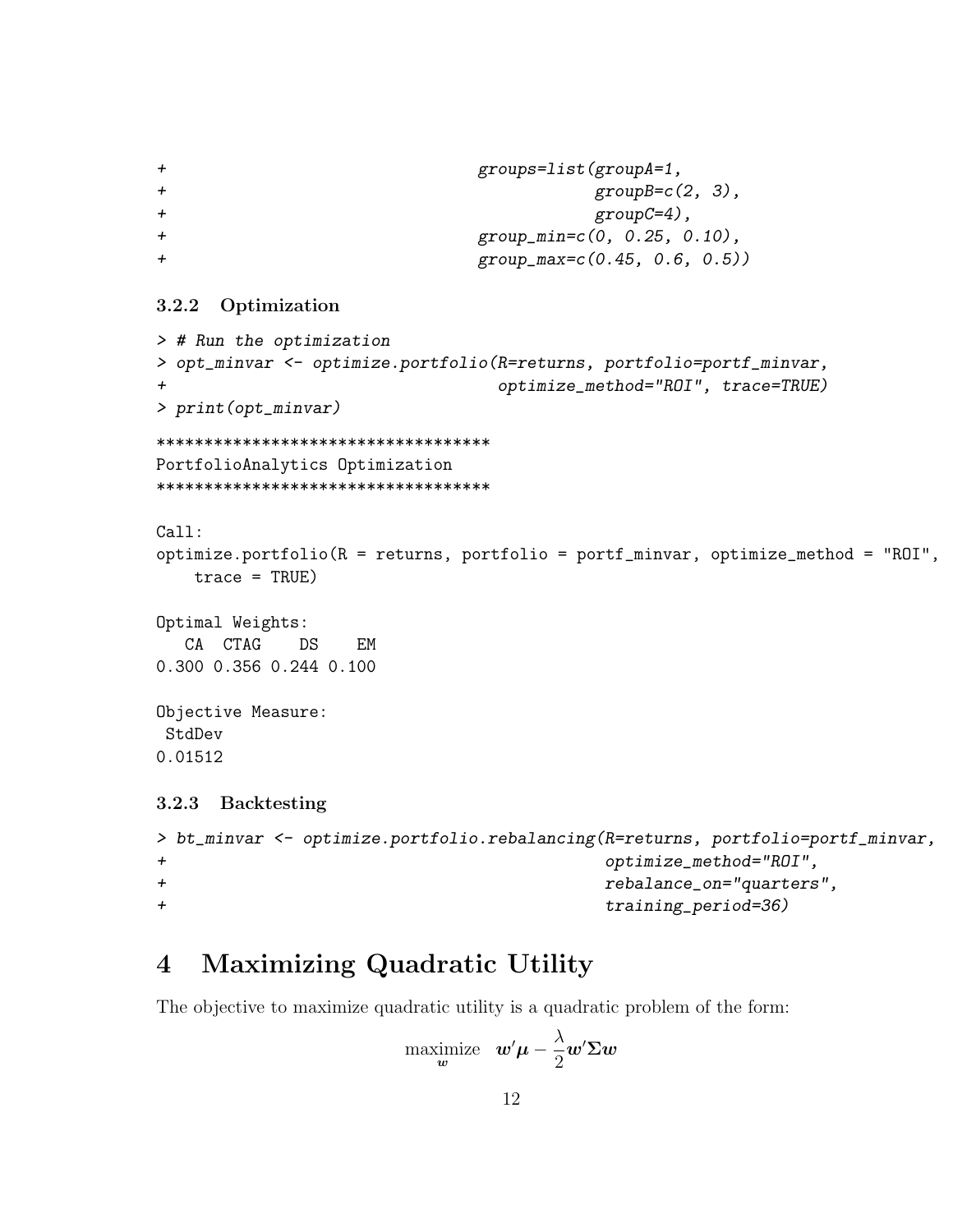```
+                                groups=list(groupA=1,
+                                            groupB=c(2, 3),
+                                            groupC=4),
+                                group_min=c(0, 0.25, 0.10),
+                                group_max=c(0.45, 0.6, 0.5))
```

### 3.2.2 Optimization

```
> # Run the optimization
> opt_minvar <- optimize.portfolio(R=returns, portfolio=portf_minvar,
+                                  optimize_method="ROI", trace=TRUE)
> print(opt_minvar)

***********************************
PortfolioAnalytics Optimization
***********************************

Call:
optimize.portfolio(R = returns, portfolio = portf_minvar, optimize_method = "ROI",
    trace = TRUE)

Optimal Weights:
   CA  CTAG    DS    EM
0.300 0.356 0.244 0.100

Objective Measure:
 StdDev
0.01512
```

### 3.2.3 Backtesting

```
> bt_minvar <- optimize.portfolio.rebalancing(R=returns, portfolio=portf_minvar,
+                                             optimize_method="ROI",
+                                             rebalance_on="quarters",
+                                             training_period=36)
```

# 4 Maximizing Quadratic Utility

The objective to maximize quadratic utility is a quadratic problem of the form:

$$\underset{\boldsymbol{w}}{\text{maximize}} \quad \boldsymbol{w}'\boldsymbol{\mu} - \frac{\lambda}{2}\boldsymbol{w}'\boldsymbol{\Sigma}\boldsymbol{w}$$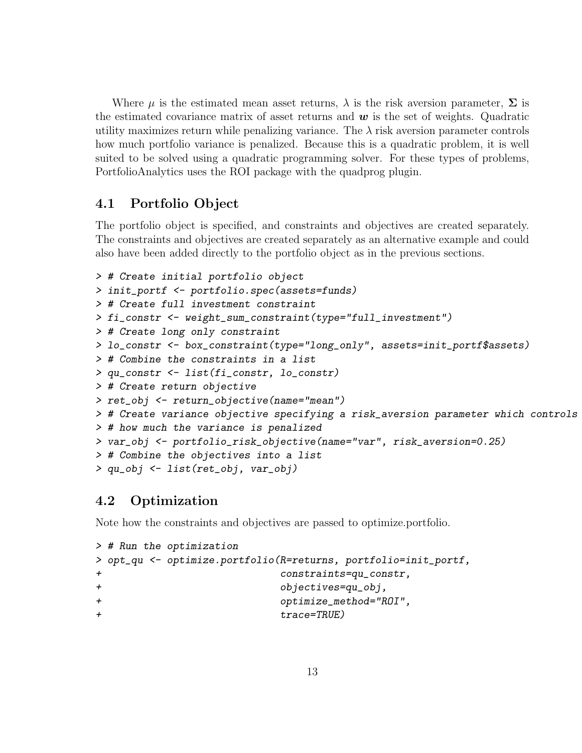Where $\mu$ is the estimated mean asset returns, $\lambda$ is the risk aversion parameter, $\mathbf{\Sigma}$ is the estimated covariance matrix of asset returns and $\boldsymbol{w}$ is the set of weights. Quadratic utility maximizes return while penalizing variance. The $\lambda$ risk aversion parameter controls how much portfolio variance is penalized. Because this is a quadratic problem, it is well suited to be solved using a quadratic programming solver. For these types of problems, PortfolioAnalytics uses the ROI package with the quadprog plugin.

## 4.1 Portfolio Object

The portfolio object is specified, and constraints and objectives are created separately. The constraints and objectives are created separately as an alternative example and could also have been added directly to the portfolio object as in the previous sections.

```
> # Create initial portfolio object
> init_portf <- portfolio.spec(assets=funds)
> # Create full investment constraint
> fi_constr <- weight_sum_constraint(type="full_investment")
> # Create long only constraint
> lo_constr <- box_constraint(type="long_only", assets=init_portf$assets)
> # Combine the constraints in a list
> qu_constr <- list(fi_constr, lo_constr)
> # Create return objective
> ret_obj <- return_objective(name="mean")
> # Create variance objective specifying a risk_aversion parameter which controls
> # how much the variance is penalized
> var_obj <- portfolio_risk_objective(name="var", risk_aversion=0.25)
> # Combine the objectives into a list
> qu_obj <- list(ret_obj, var_obj)
```

## 4.2 Optimization

Note how the constraints and objectives are passed to optimize.portfolio.

```
> # Run the optimization
> opt_qu <- optimize.portfolio(R=returns, portfolio=init_portf,
+                              constraints=qu_constr,
+                              objectives=qu_obj,
+                              optimize_method="ROI",
+                              trace=TRUE)
```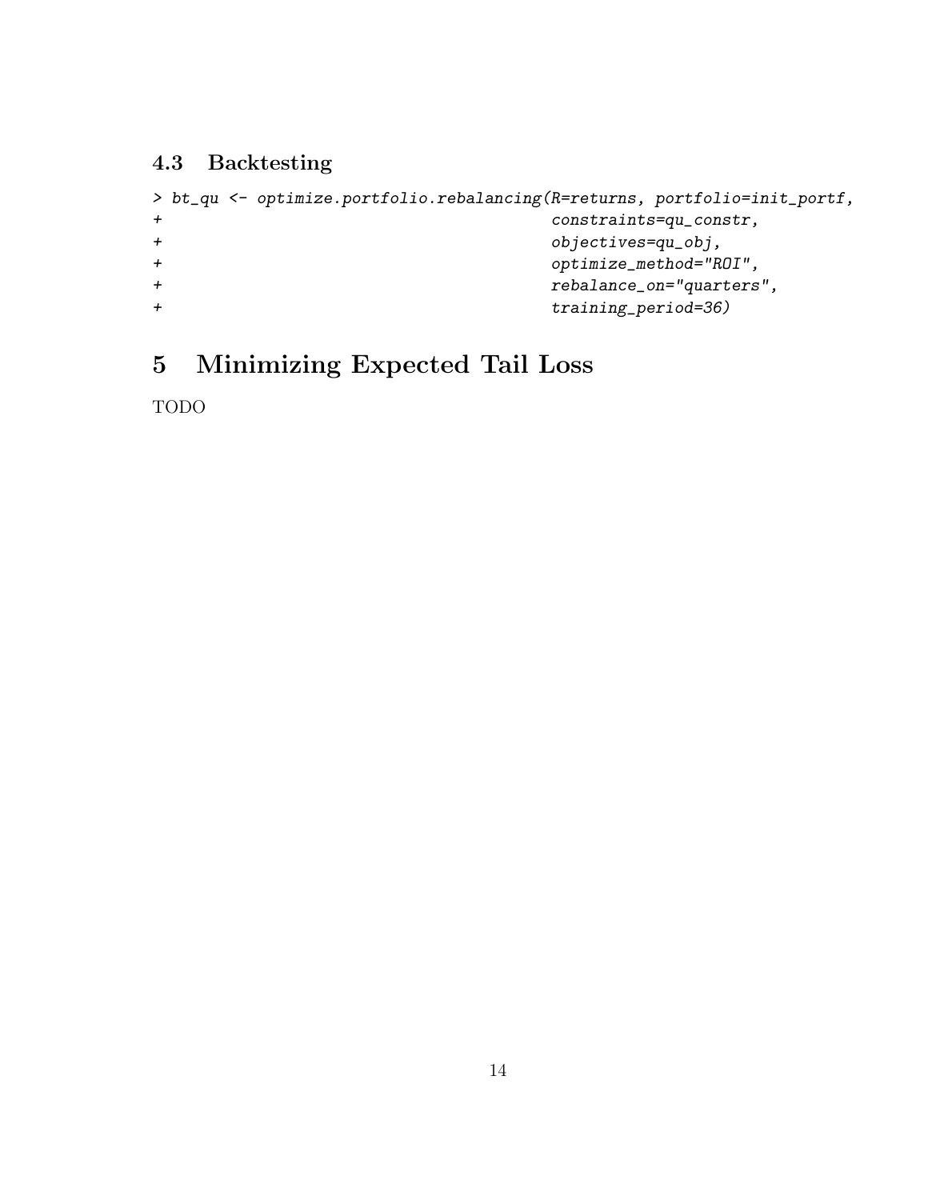### 4.3 Backtesting

```
> bt_qu <- optimize.portfolio.rebalancing(R=returns, portfolio=init_portf,
+                                         constraints=qu_constr,
+                                         objectives=qu_obj,
+                                         optimize_method="ROI",
+                                         rebalance_on="quarters",
+                                         training_period=36)
```

# 5 Minimizing Expected Tail Loss

TODO